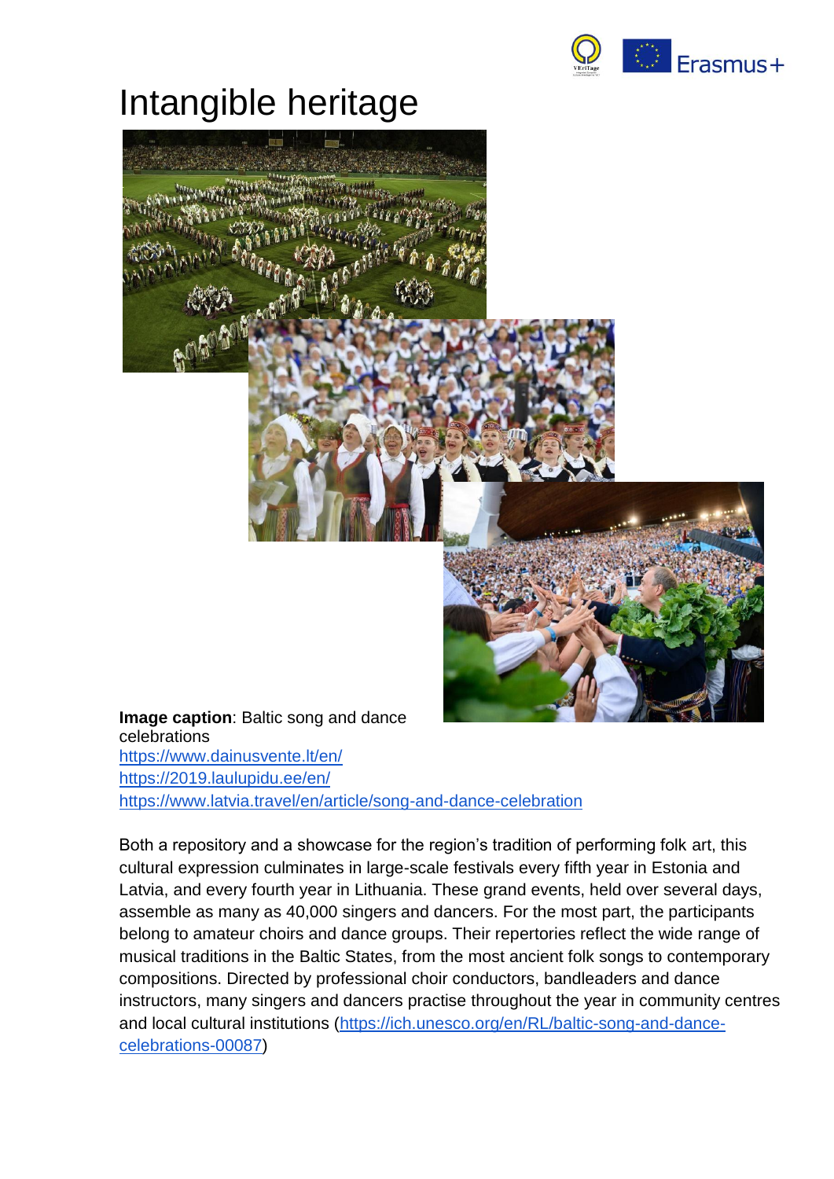# Intangible heritage

**Image caption**: Baltic song and dance celebrations
https://www.dainusvente.lt/en/
https://2019.laulupidu.ee/en/
https://www.latvia.travel/en/article/song-and-dance-celebration

Both a repository and a showcase for the region's tradition of performing folk art, this cultural expression culminates in large-scale festivals every fifth year in Estonia and Latvia, and every fourth year in Lithuania. These grand events, held over several days, assemble as many as 40,000 singers and dancers. For the most part, the participants belong to amateur choirs and dance groups. Their repertories reflect the wide range of musical traditions in the Baltic States, from the most ancient folk songs to contemporary compositions. Directed by professional choir conductors, bandleaders and dance instructors, many singers and dancers practise throughout the year in community centres and local cultural institutions (https://ich.unesco.org/en/RL/baltic-song-and-dance-celebrations-00087)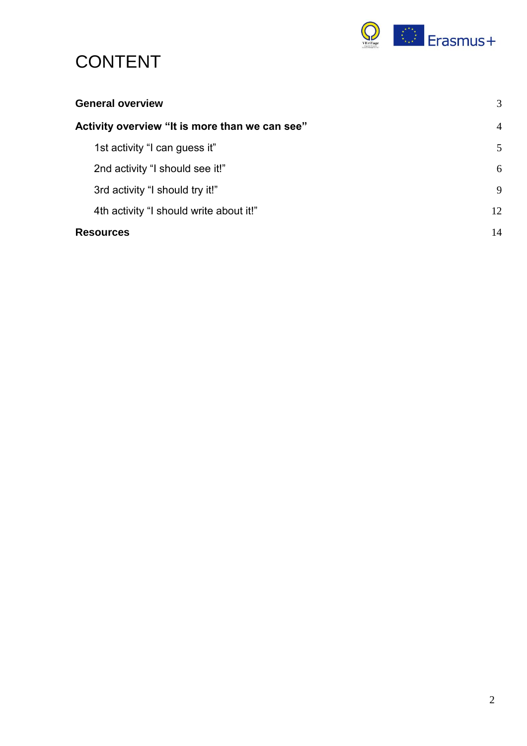# CONTENT

| | |
|---|---|
| **General overview** | 3 |
| **Activity overview "It is more than we can see"** | 4 |
| 1st activity "I can guess it" | 5 |
| 2nd activity "I should see it!" | 6 |
| 3rd activity "I should try it!" | 9 |
| 4th activity "I should write about it!" | 12 |
| **Resources** | 14 |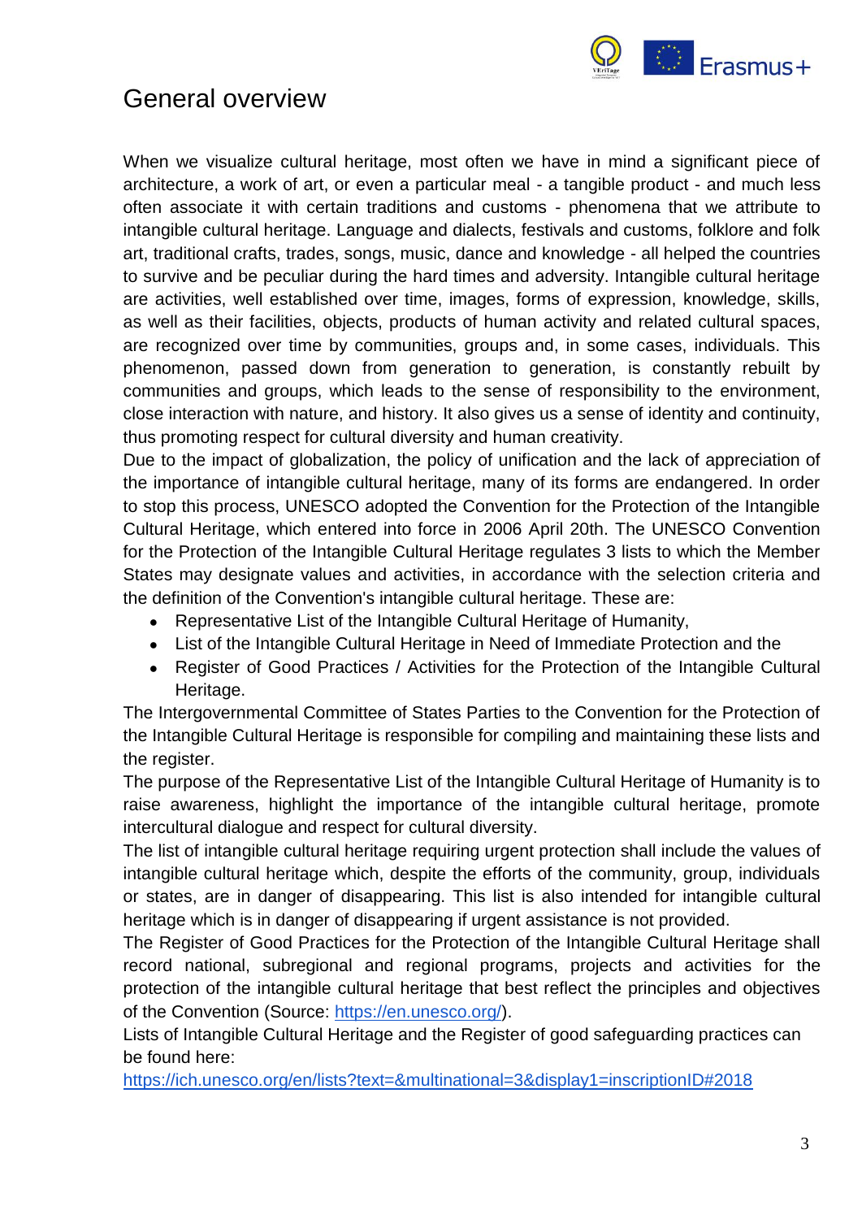## General overview

When we visualize cultural heritage, most often we have in mind a significant piece of architecture, a work of art, or even a particular meal - a tangible product - and much less often associate it with certain traditions and customs - phenomena that we attribute to intangible cultural heritage. Language and dialects, festivals and customs, folklore and folk art, traditional crafts, trades, songs, music, dance and knowledge - all helped the countries to survive and be peculiar during the hard times and adversity. Intangible cultural heritage are activities, well established over time, images, forms of expression, knowledge, skills, as well as their facilities, objects, products of human activity and related cultural spaces, are recognized over time by communities, groups and, in some cases, individuals. This phenomenon, passed down from generation to generation, is constantly rebuilt by communities and groups, which leads to the sense of responsibility to the environment, close interaction with nature, and history. It also gives us a sense of identity and continuity, thus promoting respect for cultural diversity and human creativity.

Due to the impact of globalization, the policy of unification and the lack of appreciation of the importance of intangible cultural heritage, many of its forms are endangered. In order to stop this process, UNESCO adopted the Convention for the Protection of the Intangible Cultural Heritage, which entered into force in 2006 April 20th. The UNESCO Convention for the Protection of the Intangible Cultural Heritage regulates 3 lists to which the Member States may designate values and activities, in accordance with the selection criteria and the definition of the Convention's intangible cultural heritage. These are:

- Representative List of the Intangible Cultural Heritage of Humanity,
- List of the Intangible Cultural Heritage in Need of Immediate Protection and the
- Register of Good Practices / Activities for the Protection of the Intangible Cultural Heritage.

The Intergovernmental Committee of States Parties to the Convention for the Protection of the Intangible Cultural Heritage is responsible for compiling and maintaining these lists and the register.

The purpose of the Representative List of the Intangible Cultural Heritage of Humanity is to raise awareness, highlight the importance of the intangible cultural heritage, promote intercultural dialogue and respect for cultural diversity.

The list of intangible cultural heritage requiring urgent protection shall include the values of intangible cultural heritage which, despite the efforts of the community, group, individuals or states, are in danger of disappearing. This list is also intended for intangible cultural heritage which is in danger of disappearing if urgent assistance is not provided.

The Register of Good Practices for the Protection of the Intangible Cultural Heritage shall record national, subregional and regional programs, projects and activities for the protection of the intangible cultural heritage that best reflect the principles and objectives of the Convention (Source: [https://en.unesco.org/](https://en.unesco.org/)).

Lists of Intangible Cultural Heritage and the Register of good safeguarding practices can be found here:
[https://ich.unesco.org/en/lists?text=&multinational=3&display1=inscriptionID#2018](https://ich.unesco.org/en/lists?text=&multinational=3&display1=inscriptionID#2018)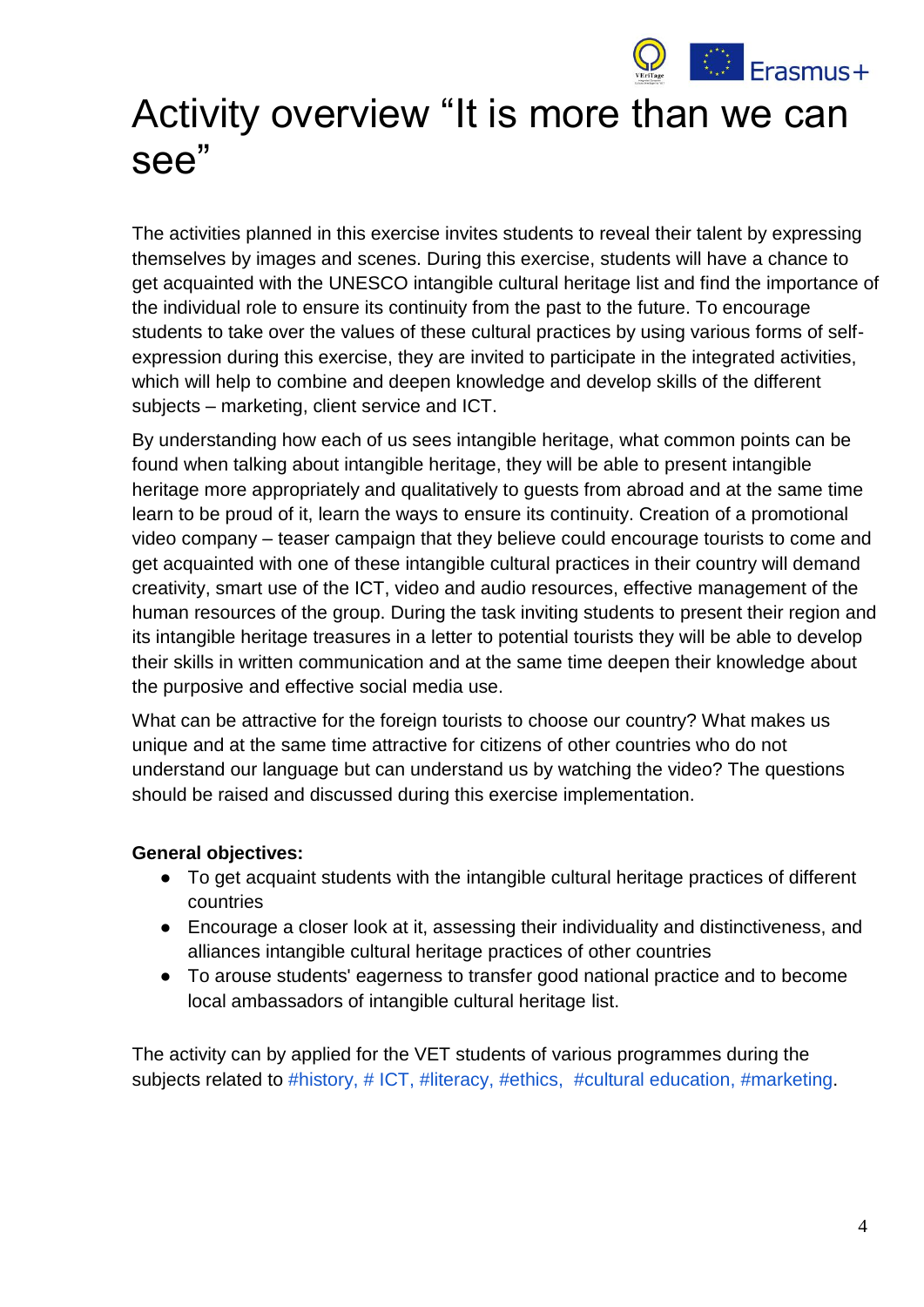# Activity overview "It is more than we can see"

The activities planned in this exercise invites students to reveal their talent by expressing themselves by images and scenes. During this exercise, students will have a chance to get acquainted with the UNESCO intangible cultural heritage list and find the importance of the individual role to ensure its continuity from the past to the future. To encourage students to take over the values of these cultural practices by using various forms of self-expression during this exercise, they are invited to participate in the integrated activities, which will help to combine and deepen knowledge and develop skills of the different subjects – marketing, client service and ICT.

By understanding how each of us sees intangible heritage, what common points can be found when talking about intangible heritage, they will be able to present intangible heritage more appropriately and qualitatively to guests from abroad and at the same time learn to be proud of it, learn the ways to ensure its continuity. Creation of a promotional video company – teaser campaign that they believe could encourage tourists to come and get acquainted with one of these intangible cultural practices in their country will demand creativity, smart use of the ICT, video and audio resources, effective management of the human resources of the group. During the task inviting students to present their region and its intangible heritage treasures in a letter to potential tourists they will be able to develop their skills in written communication and at the same time deepen their knowledge about the purposive and effective social media use.

What can be attractive for the foreign tourists to choose our country? What makes us unique and at the same time attractive for citizens of other countries who do not understand our language but can understand us by watching the video? The questions should be raised and discussed during this exercise implementation.

**General objectives:**

- To get acquaint students with the intangible cultural heritage practices of different countries
- Encourage a closer look at it, assessing their individuality and distinctiveness, and alliances intangible cultural heritage practices of other countries
- To arouse students' eagerness to transfer good national practice and to become local ambassadors of intangible cultural heritage list.

The activity can by applied for the VET students of various programmes during the subjects related to #history, # ICT, #literacy, #ethics, #cultural education, #marketing.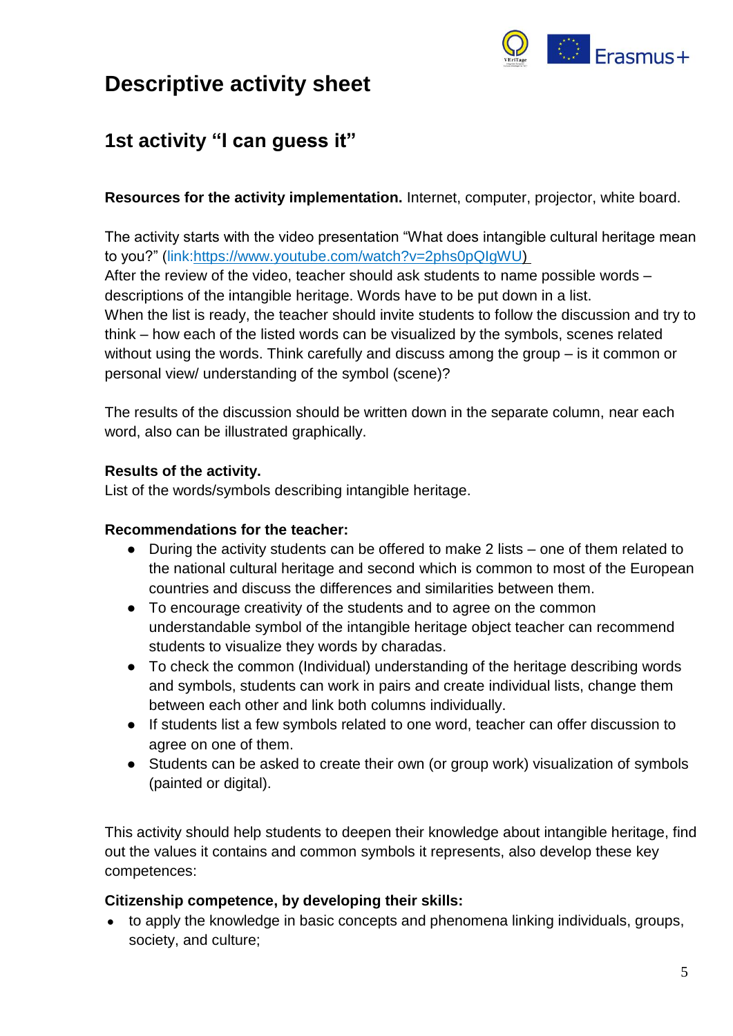# Descriptive activity sheet

## 1st activity "I can guess it"

**Resources for the activity implementation.** Internet, computer, projector, white board.

The activity starts with the video presentation "What does intangible cultural heritage mean to you?" (link:https://www.youtube.com/watch?v=2phs0pQIgWU)
After the review of the video, teacher should ask students to name possible words – descriptions of the intangible heritage. Words have to be put down in a list.
When the list is ready, the teacher should invite students to follow the discussion and try to think – how each of the listed words can be visualized by the symbols, scenes related without using the words. Think carefully and discuss among the group – is it common or personal view/ understanding of the symbol (scene)?

The results of the discussion should be written down in the separate column, near each word, also can be illustrated graphically.

**Results of the activity.**
List of the words/symbols describing intangible heritage.

**Recommendations for the teacher:**

- During the activity students can be offered to make 2 lists – one of them related to the national cultural heritage and second which is common to most of the European countries and discuss the differences and similarities between them.
- To encourage creativity of the students and to agree on the common understandable symbol of the intangible heritage object teacher can recommend students to visualize they words by charadas.
- To check the common (Individual) understanding of the heritage describing words and symbols, students can work in pairs and create individual lists, change them between each other and link both columns individually.
- If students list a few symbols related to one word, teacher can offer discussion to agree on one of them.
- Students can be asked to create their own (or group work) visualization of symbols (painted or digital).

This activity should help students to deepen their knowledge about intangible heritage, find out the values it contains and common symbols it represents, also develop these key competences:

**Citizenship competence, by developing their skills:**

- to apply the knowledge in basic concepts and phenomena linking individuals, groups, society, and culture;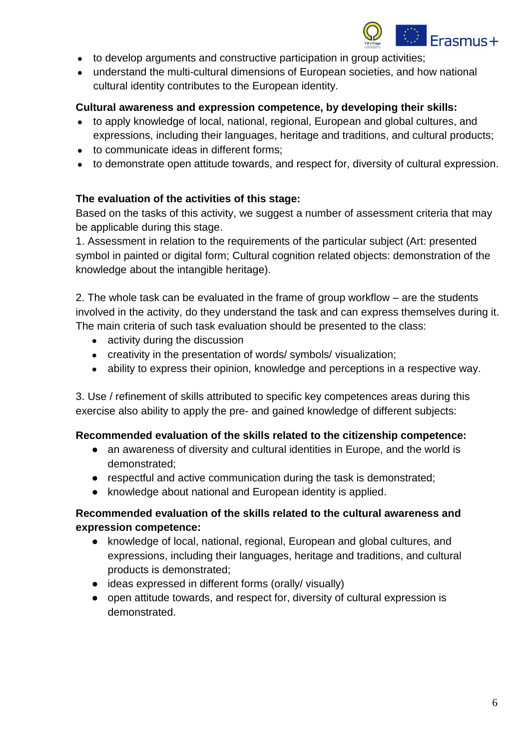- to develop arguments and constructive participation in group activities;
- understand the multi-cultural dimensions of European societies, and how national cultural identity contributes to the European identity.

**Cultural awareness and expression competence, by developing their skills:**

- to apply knowledge of local, national, regional, European and global cultures, and expressions, including their languages, heritage and traditions, and cultural products;
- to communicate ideas in different forms;
- to demonstrate open attitude towards, and respect for, diversity of cultural expression.

**The evaluation of the activities of this stage:**

Based on the tasks of this activity, we suggest a number of assessment criteria that may be applicable during this stage.

1. Assessment in relation to the requirements of the particular subject (Art: presented symbol in painted or digital form; Cultural cognition related objects: demonstration of the knowledge about the intangible heritage).

2. The whole task can be evaluated in the frame of group workflow – are the students involved in the activity, do they understand the task and can express themselves during it. The main criteria of such task evaluation should be presented to the class:

- activity during the discussion
- creativity in the presentation of words/ symbols/ visualization;
- ability to express their opinion, knowledge and perceptions in a respective way.

3. Use / refinement of skills attributed to specific key competences areas during this exercise also ability to apply the pre- and gained knowledge of different subjects:

**Recommended evaluation of the skills related to the citizenship competence:**

- an awareness of diversity and cultural identities in Europe, and the world is demonstrated;
- respectful and active communication during the task is demonstrated;
- knowledge about national and European identity is applied.

**Recommended evaluation of the skills related to the cultural awareness and expression competence:**

- knowledge of local, national, regional, European and global cultures, and expressions, including their languages, heritage and traditions, and cultural products is demonstrated;
- ideas expressed in different forms (orally/ visually)
- open attitude towards, and respect for, diversity of cultural expression is demonstrated.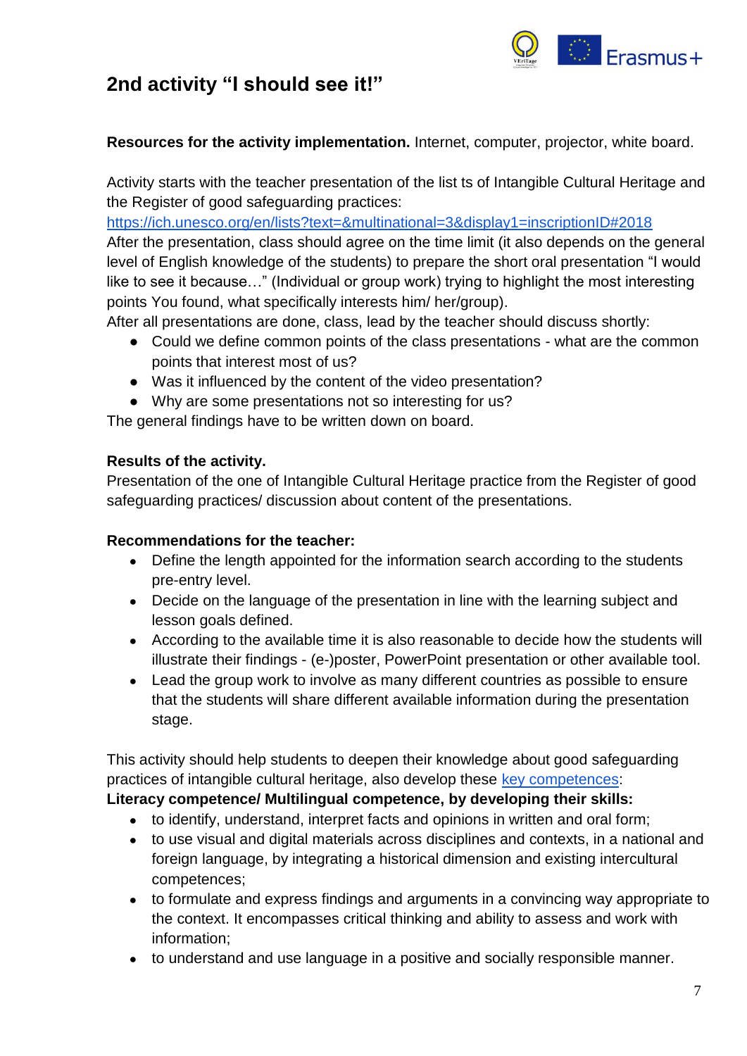## 2nd activity “I should see it!”

**Resources for the activity implementation.** Internet, computer, projector, white board.

Activity starts with the teacher presentation of the list ts of Intangible Cultural Heritage and the Register of good safeguarding practices: https://ich.unesco.org/en/lists?text=&multinational=3&display1=inscriptionID#2018
After the presentation, class should agree on the time limit (it also depends on the general level of English knowledge of the students) to prepare the short oral presentation “I would like to see it because…” (Individual or group work) trying to highlight the most interesting points You found, what specifically interests him/ her/group).
After all presentations are done, class, lead by the teacher should discuss shortly:

- Could we define common points of the class presentations - what are the common points that interest most of us?
- Was it influenced by the content of the video presentation?
- Why are some presentations not so interesting for us?

The general findings have to be written down on board.

**Results of the activity.**
Presentation of the one of Intangible Cultural Heritage practice from the Register of good safeguarding practices/ discussion about content of the presentations.

**Recommendations for the teacher:**

- Define the length appointed for the information search according to the students pre-entry level.
- Decide on the language of the presentation in line with the learning subject and lesson goals defined.
- According to the available time it is also reasonable to decide how the students will illustrate their findings - (e-)poster, PowerPoint presentation or other available tool.
- Lead the group work to involve as many different countries as possible to ensure that the students will share different available information during the presentation stage.

This activity should help students to deepen their knowledge about good safeguarding practices of intangible cultural heritage, also develop these key competences:
**Literacy competence/ Multilingual competence, by developing their skills:**

- to identify, understand, interpret facts and opinions in written and oral form;
- to use visual and digital materials across disciplines and contexts, in a national and foreign language, by integrating a historical dimension and existing intercultural competences;
- to formulate and express findings and arguments in a convincing way appropriate to the context. It encompasses critical thinking and ability to assess and work with information;
- to understand and use language in a positive and socially responsible manner.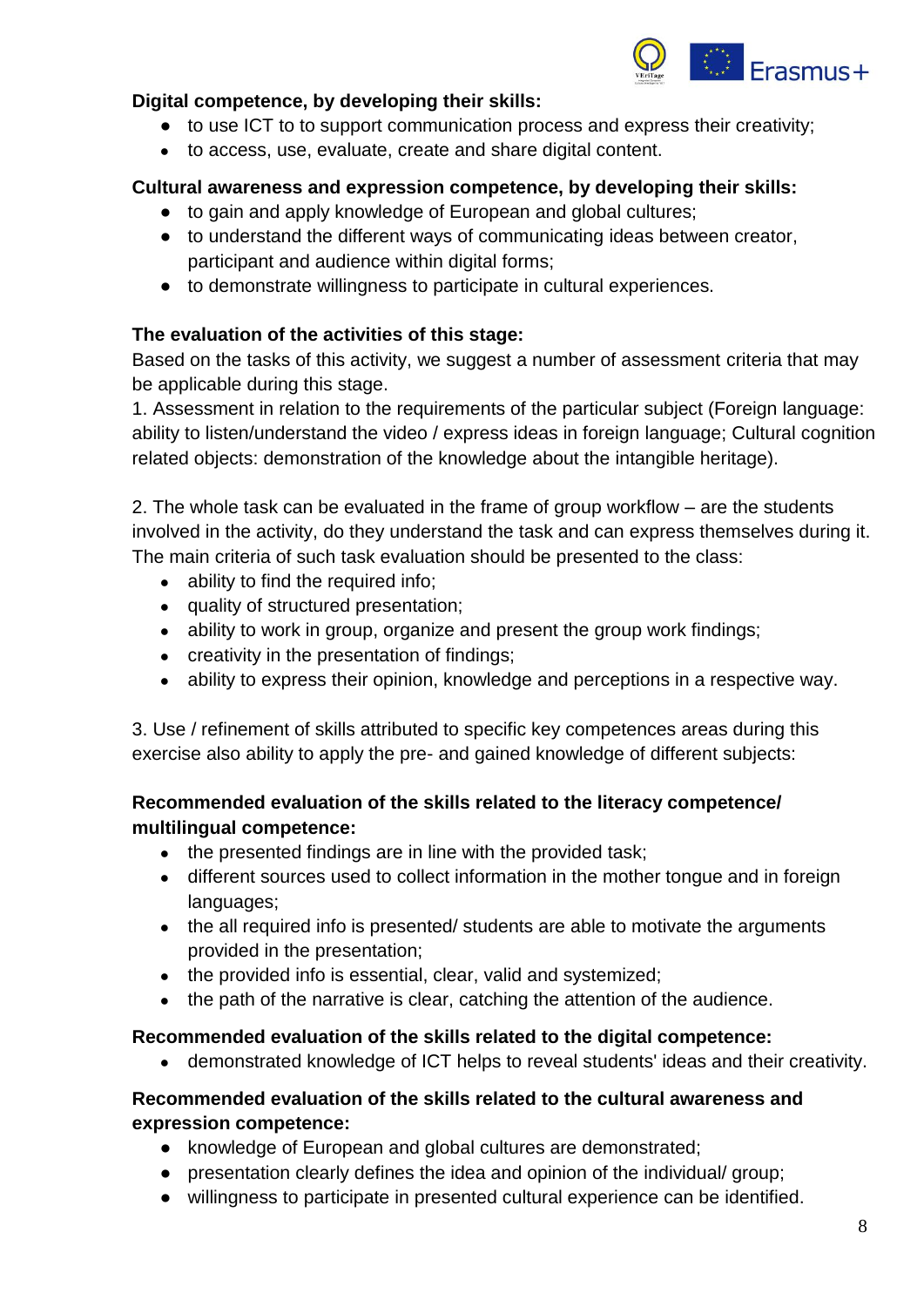**Digital competence, by developing their skills:**

- to use ICT to to support communication process and express their creativity;
- to access, use, evaluate, create and share digital content.

**Cultural awareness and expression competence, by developing their skills:**

- to gain and apply knowledge of European and global cultures;
- to understand the different ways of communicating ideas between creator, participant and audience within digital forms;
- to demonstrate willingness to participate in cultural experiences.

**The evaluation of the activities of this stage:**

Based on the tasks of this activity, we suggest a number of assessment criteria that may be applicable during this stage.

1. Assessment in relation to the requirements of the particular subject (Foreign language: ability to listen/understand the video / express ideas in foreign language; Cultural cognition related objects: demonstration of the knowledge about the intangible heritage).

2. The whole task can be evaluated in the frame of group workflow – are the students involved in the activity, do they understand the task and can express themselves during it. The main criteria of such task evaluation should be presented to the class:

- ability to find the required info;
- quality of structured presentation;
- ability to work in group, organize and present the group work findings;
- creativity in the presentation of findings;
- ability to express their opinion, knowledge and perceptions in a respective way.

3. Use / refinement of skills attributed to specific key competences areas during this exercise also ability to apply the pre- and gained knowledge of different subjects:

**Recommended evaluation of the skills related to the literacy competence/ multilingual competence:**

- the presented findings are in line with the provided task;
- different sources used to collect information in the mother tongue and in foreign languages;
- the all required info is presented/ students are able to motivate the arguments provided in the presentation;
- the provided info is essential, clear, valid and systemized;
- the path of the narrative is clear, catching the attention of the audience.

**Recommended evaluation of the skills related to the digital competence:**

- demonstrated knowledge of ICT helps to reveal students' ideas and their creativity.

**Recommended evaluation of the skills related to the cultural awareness and expression competence:**

- knowledge of European and global cultures are demonstrated;
- presentation clearly defines the idea and opinion of the individual/ group;
- willingness to participate in presented cultural experience can be identified.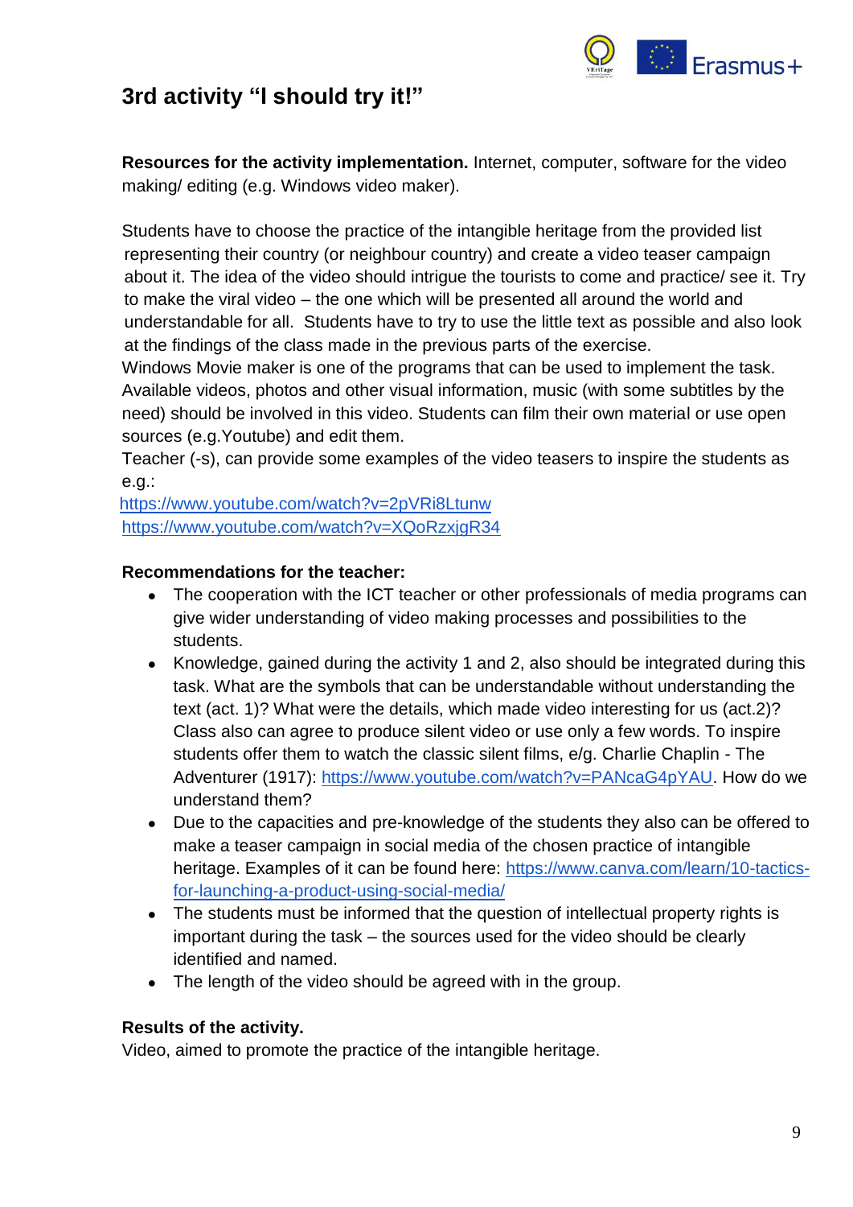## 3rd activity "I should try it!"

**Resources for the activity implementation.** Internet, computer, software for the video making/ editing (e.g. Windows video maker).

Students have to choose the practice of the intangible heritage from the provided list representing their country (or neighbour country) and create a video teaser campaign about it. The idea of the video should intrigue the tourists to come and practice/ see it. Try to make the viral video – the one which will be presented all around the world and understandable for all. Students have to try to use the little text as possible and also look at the findings of the class made in the previous parts of the exercise.
Windows Movie maker is one of the programs that can be used to implement the task. Available videos, photos and other visual information, music (with some subtitles by the need) should be involved in this video. Students can film their own material or use open sources (e.g.Youtube) and edit them.
Teacher (-s), can provide some examples of the video teasers to inspire the students as e.g.:
https://www.youtube.com/watch?v=2pVRi8Ltunw
https://www.youtube.com/watch?v=XQoRzxjgR34

**Recommendations for the teacher:**

- The cooperation with the ICT teacher or other professionals of media programs can give wider understanding of video making processes and possibilities to the students.
- Knowledge, gained during the activity 1 and 2, also should be integrated during this task. What are the symbols that can be understandable without understanding the text (act. 1)? What were the details, which made video interesting for us (act.2)? Class also can agree to produce silent video or use only a few words. To inspire students offer them to watch the classic silent films, e/g. Charlie Chaplin - The Adventurer (1917): https://www.youtube.com/watch?v=PANcaG4pYAU. How do we understand them?
- Due to the capacities and pre-knowledge of the students they also can be offered to make a teaser campaign in social media of the chosen practice of intangible heritage. Examples of it can be found here: https://www.canva.com/learn/10-tactics-for-launching-a-product-using-social-media/
- The students must be informed that the question of intellectual property rights is important during the task – the sources used for the video should be clearly identified and named.
- The length of the video should be agreed with in the group.

**Results of the activity.**
Video, aimed to promote the practice of the intangible heritage.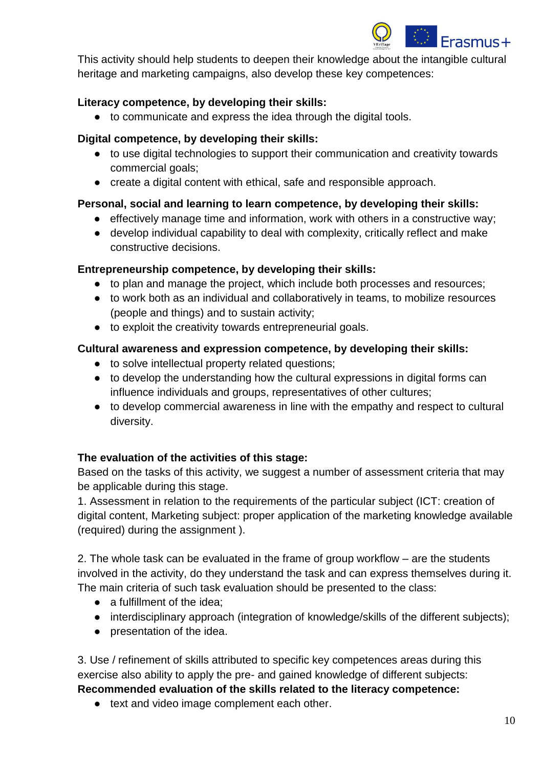This activity should help students to deepen their knowledge about the intangible cultural heritage and marketing campaigns, also develop these key competences:

**Literacy competence, by developing their skills:**

- to communicate and express the idea through the digital tools.

**Digital competence, by developing their skills:**

- to use digital technologies to support their communication and creativity towards commercial goals;
- create a digital content with ethical, safe and responsible approach.

**Personal, social and learning to learn competence, by developing their skills:**

- effectively manage time and information, work with others in a constructive way;
- develop individual capability to deal with complexity, critically reflect and make constructive decisions.

**Entrepreneurship competence, by developing their skills:**

- to plan and manage the project, which include both processes and resources;
- to work both as an individual and collaboratively in teams, to mobilize resources (people and things) and to sustain activity;
- to exploit the creativity towards entrepreneurial goals.

**Cultural awareness and expression competence, by developing their skills:**

- to solve intellectual property related questions;
- to develop the understanding how the cultural expressions in digital forms can influence individuals and groups, representatives of other cultures;
- to develop commercial awareness in line with the empathy and respect to cultural diversity.

**The evaluation of the activities of this stage:**

Based on the tasks of this activity, we suggest a number of assessment criteria that may be applicable during this stage.

1. Assessment in relation to the requirements of the particular subject (ICT: creation of digital content, Marketing subject: proper application of the marketing knowledge available (required) during the assignment ).

2. The whole task can be evaluated in the frame of group workflow – are the students involved in the activity, do they understand the task and can express themselves during it. The main criteria of such task evaluation should be presented to the class:

- a fulfillment of the idea;
- interdisciplinary approach (integration of knowledge/skills of the different subjects);
- presentation of the idea.

3. Use / refinement of skills attributed to specific key competences areas during this exercise also ability to apply the pre- and gained knowledge of different subjects:

**Recommended evaluation of the skills related to the literacy competence:**

- text and video image complement each other.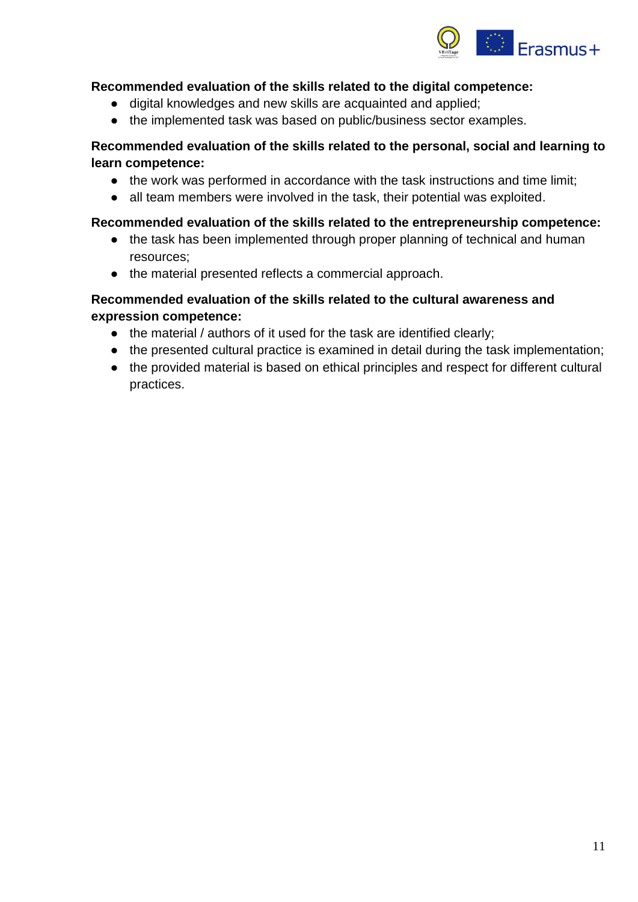**Recommended evaluation of the skills related to the digital competence:**

- digital knowledges and new skills are acquainted and applied;
- the implemented task was based on public/business sector examples.

**Recommended evaluation of the skills related to the personal, social and learning to learn competence:**

- the work was performed in accordance with the task instructions and time limit;
- all team members were involved in the task, their potential was exploited.

**Recommended evaluation of the skills related to the entrepreneurship competence:**

- the task has been implemented through proper planning of technical and human resources;
- the material presented reflects a commercial approach.

**Recommended evaluation of the skills related to the cultural awareness and expression competence:**

- the material / authors of it used for the task are identified clearly;
- the presented cultural practice is examined in detail during the task implementation;
- the provided material is based on ethical principles and respect for different cultural practices.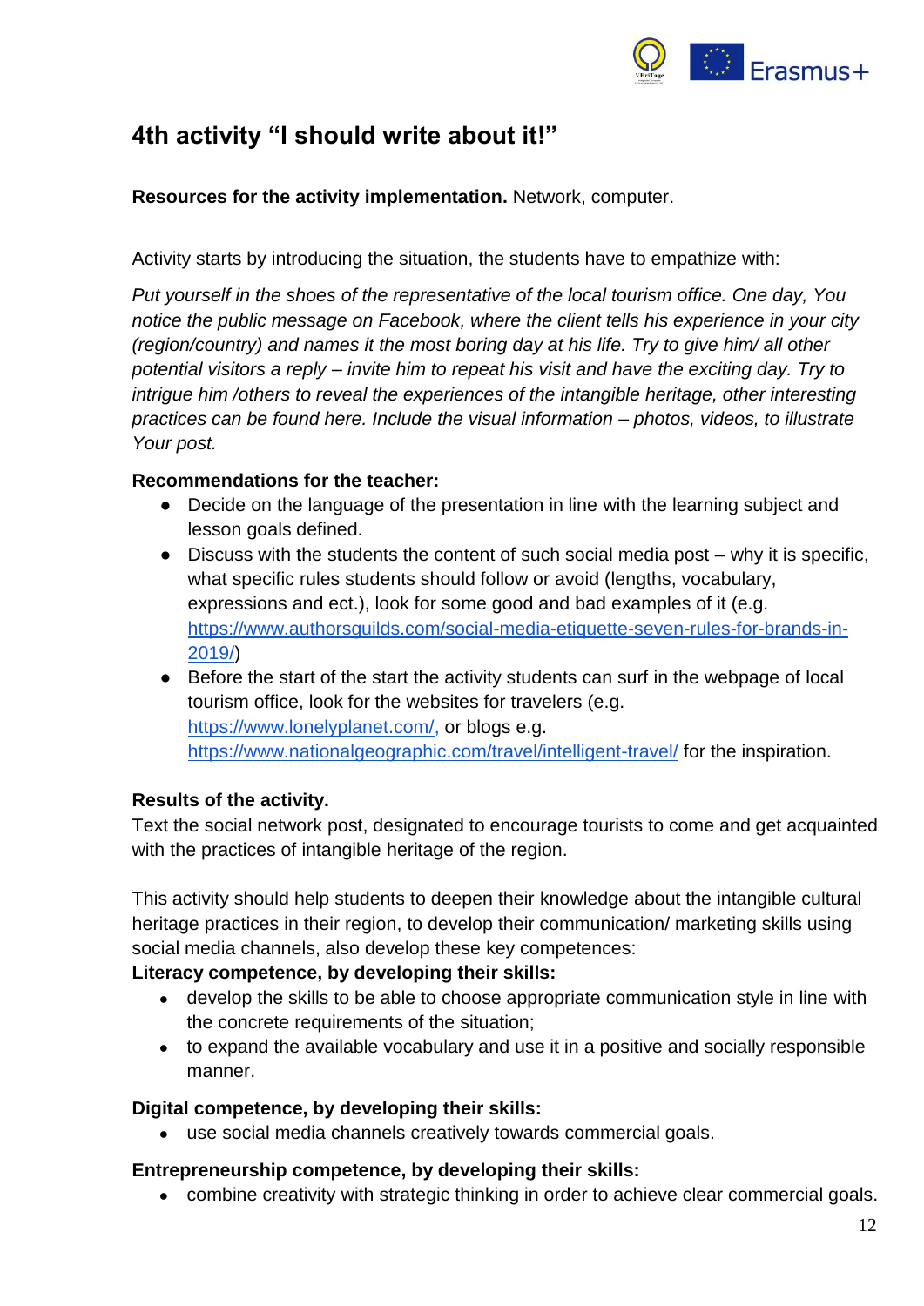## 4th activity "I should write about it!"

**Resources for the activity implementation.** Network, computer.

Activity starts by introducing the situation, the students have to empathize with:

*Put yourself in the shoes of the representative of the local tourism office. One day, You notice the public message on Facebook, where the client tells his experience in your city (region/country) and names it the most boring day at his life. Try to give him/ all other potential visitors a reply – invite him to repeat his visit and have the exciting day. Try to intrigue him /others to reveal the experiences of the intangible heritage, other interesting practices can be found here. Include the visual information – photos, videos, to illustrate Your post.*

**Recommendations for the teacher:**

- Decide on the language of the presentation in line with the learning subject and lesson goals defined.
- Discuss with the students the content of such social media post – why it is specific, what specific rules students should follow or avoid (lengths, vocabulary, expressions and ect.), look for some good and bad examples of it (e.g. https://www.authorsguilds.com/social-media-etiquette-seven-rules-for-brands-in-2019/)
- Before the start of the start the activity students can surf in the webpage of local tourism office, look for the websites for travelers (e.g. https://www.lonelyplanet.com/, or blogs e.g. https://www.nationalgeographic.com/travel/intelligent-travel/ for the inspiration.

**Results of the activity.**
Text the social network post, designated to encourage tourists to come and get acquainted with the practices of intangible heritage of the region.

This activity should help students to deepen their knowledge about the intangible cultural heritage practices in their region, to develop their communication/ marketing skills using social media channels, also develop these key competences:

**Literacy competence, by developing their skills:**

- develop the skills to be able to choose appropriate communication style in line with the concrete requirements of the situation;
- to expand the available vocabulary and use it in a positive and socially responsible manner.

**Digital competence, by developing their skills:**

- use social media channels creatively towards commercial goals.

**Entrepreneurship competence, by developing their skills:**

- combine creativity with strategic thinking in order to achieve clear commercial goals.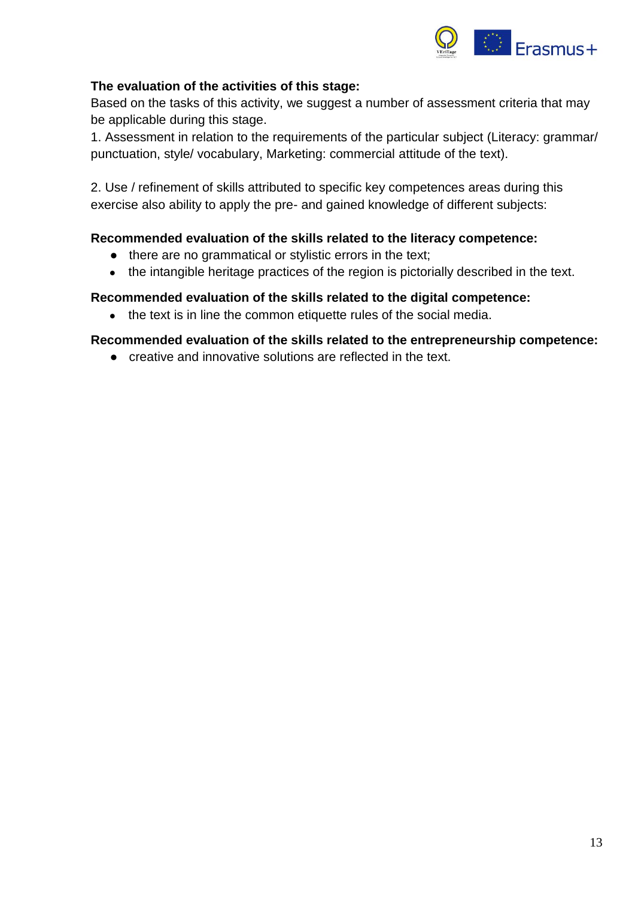**The evaluation of the activities of this stage:**

Based on the tasks of this activity, we suggest a number of assessment criteria that may be applicable during this stage.

1. Assessment in relation to the requirements of the particular subject (Literacy: grammar/ punctuation, style/ vocabulary, Marketing: commercial attitude of the text).

2. Use / refinement of skills attributed to specific key competences areas during this exercise also ability to apply the pre- and gained knowledge of different subjects:

**Recommended evaluation of the skills related to the literacy competence:**

- there are no grammatical or stylistic errors in the text;
- the intangible heritage practices of the region is pictorially described in the text.

**Recommended evaluation of the skills related to the digital competence:**

- the text is in line the common etiquette rules of the social media.

**Recommended evaluation of the skills related to the entrepreneurship competence:**

- creative and innovative solutions are reflected in the text.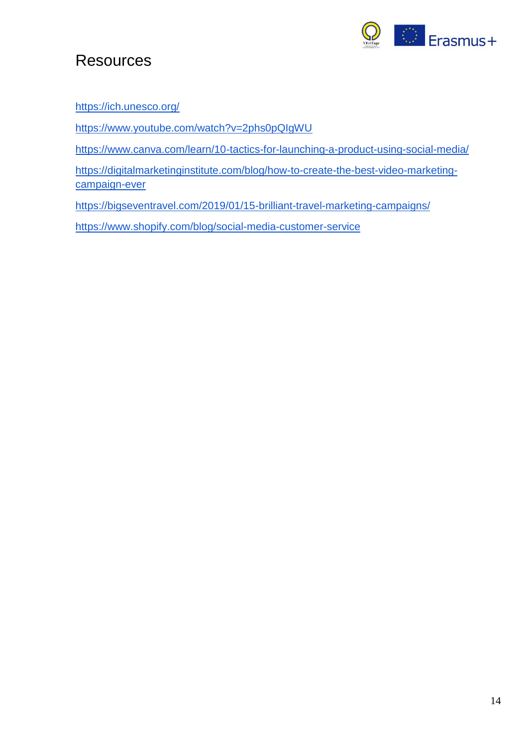# Resources

https://ich.unesco.org/

https://www.youtube.com/watch?v=2phs0pQIgWU

https://www.canva.com/learn/10-tactics-for-launching-a-product-using-social-media/

https://digitalmarketinginstitute.com/blog/how-to-create-the-best-video-marketing-campaign-ever

https://bigseventravel.com/2019/01/15-brilliant-travel-marketing-campaigns/

https://www.shopify.com/blog/social-media-customer-service